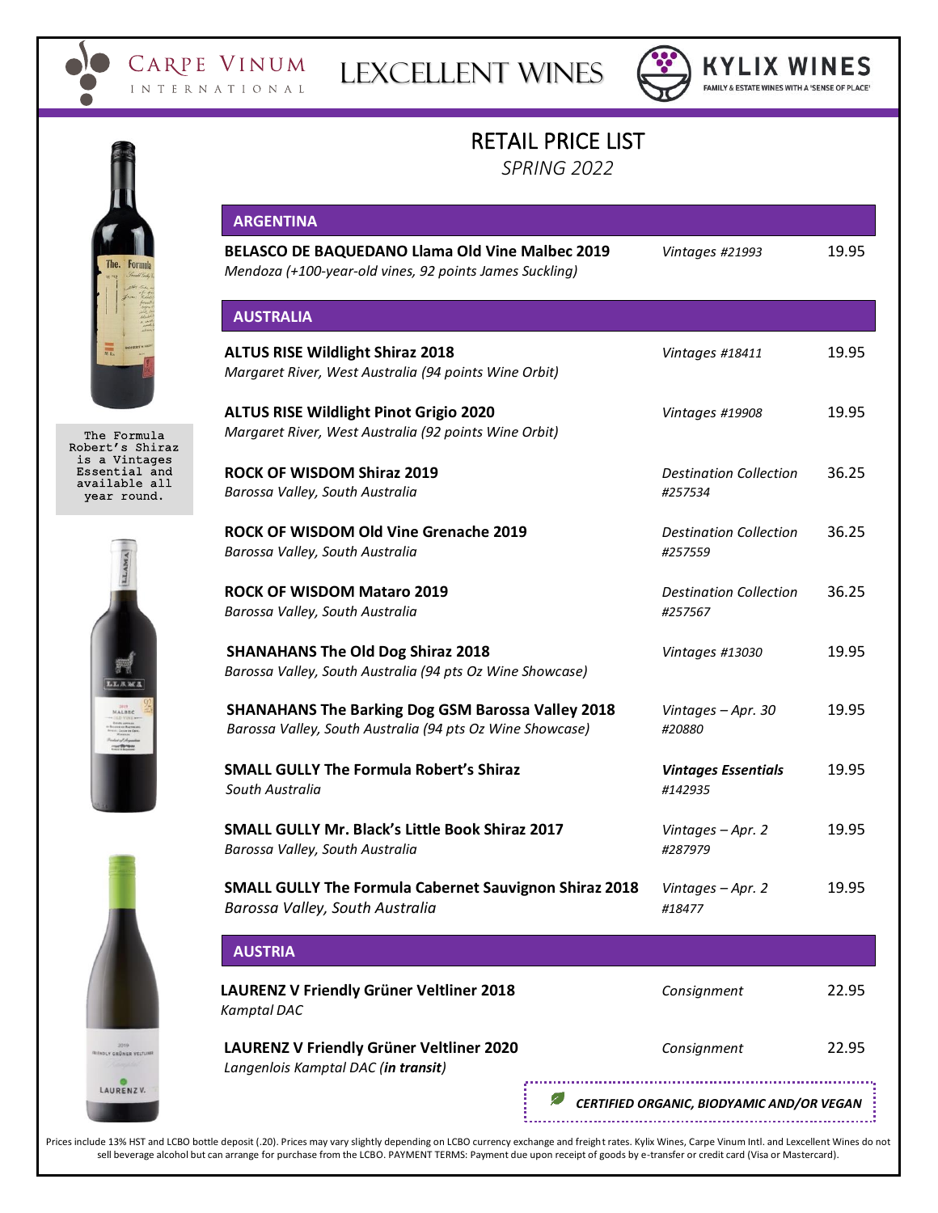Carpe Vinum International | Lexcellent Wines | Kylix Wines — Family & Estate Wines with a 'Sense of Place'

# RETAIL PRICE LIST

*SPRING 2022*

The Formula Robert's Shiraz is a Vintages Essential and available all year round.

## ARGENTINA

| Wine | Availability | Price |
|---|---|---|
| **BELASCO DE BAQUEDANO Llama Old Vine Malbec 2019**<br>*Mendoza (+100-year-old vines, 92 points James Suckling)* | *Vintages #21993* | 19.95 |

## AUSTRALIA

| Wine | Availability | Price |
|---|---|---|
| **ALTUS RISE Wildlight Shiraz 2018**<br>*Margaret River, West Australia (94 points Wine Orbit)* | *Vintages #18411* | 19.95 |
| **ALTUS RISE Wildlight Pinot Grigio 2020**<br>*Margaret River, West Australia (92 points Wine Orbit)* | *Vintages #19908* | 19.95 |
| **ROCK OF WISDOM Shiraz 2019**<br>*Barossa Valley, South Australia* | *Destination Collection #257534* | 36.25 |
| **ROCK OF WISDOM Old Vine Grenache 2019**<br>*Barossa Valley, South Australia* | *Destination Collection #257559* | 36.25 |
| **ROCK OF WISDOM Mataro 2019**<br>*Barossa Valley, South Australia* | *Destination Collection #257567* | 36.25 |
| **SHANAHANS The Old Dog Shiraz 2018**<br>*Barossa Valley, South Australia (94 pts Oz Wine Showcase)* | *Vintages #13030* | 19.95 |
| **SHANAHANS The Barking Dog GSM Barossa Valley 2018**<br>*Barossa Valley, South Australia (94 pts Oz Wine Showcase)* | *Vintages – Apr. 30 #20880* | 19.95 |
| **SMALL GULLY The Formula Robert's Shiraz**<br>*South Australia* | ***Vintages Essentials*** *#142935* | 19.95 |
| **SMALL GULLY Mr. Black's Little Book Shiraz 2017**<br>*Barossa Valley, South Australia* | *Vintages – Apr. 2 #287979* | 19.95 |
| **SMALL GULLY The Formula Cabernet Sauvignon Shiraz 2018**<br>*Barossa Valley, South Australia* | *Vintages – Apr. 2 #18477* | 19.95 |

## AUSTRIA

| Wine | Availability | Price |
|---|---|---|
| **LAURENZ V Friendly Grüner Veltliner 2018**<br>*Kamptal DAC* | *Consignment* | 22.95 |
| **LAURENZ V Friendly Grüner Veltliner 2020**<br>*Langenlois Kamptal DAC (**in transit**)* | *Consignment* | 22.95 |

***CERTIFIED ORGANIC, BIODYAMIC AND/OR VEGAN***

Prices include 13% HST and LCBO bottle deposit (.20). Prices may vary slightly depending on LCBO currency exchange and freight rates. Kylix Wines, Carpe Vinum Intl. and Lexcellent Wines do not sell beverage alcohol but can arrange for purchase from the LCBO. PAYMENT TERMS: Payment due upon receipt of goods by e-transfer or credit card (Visa or Mastercard).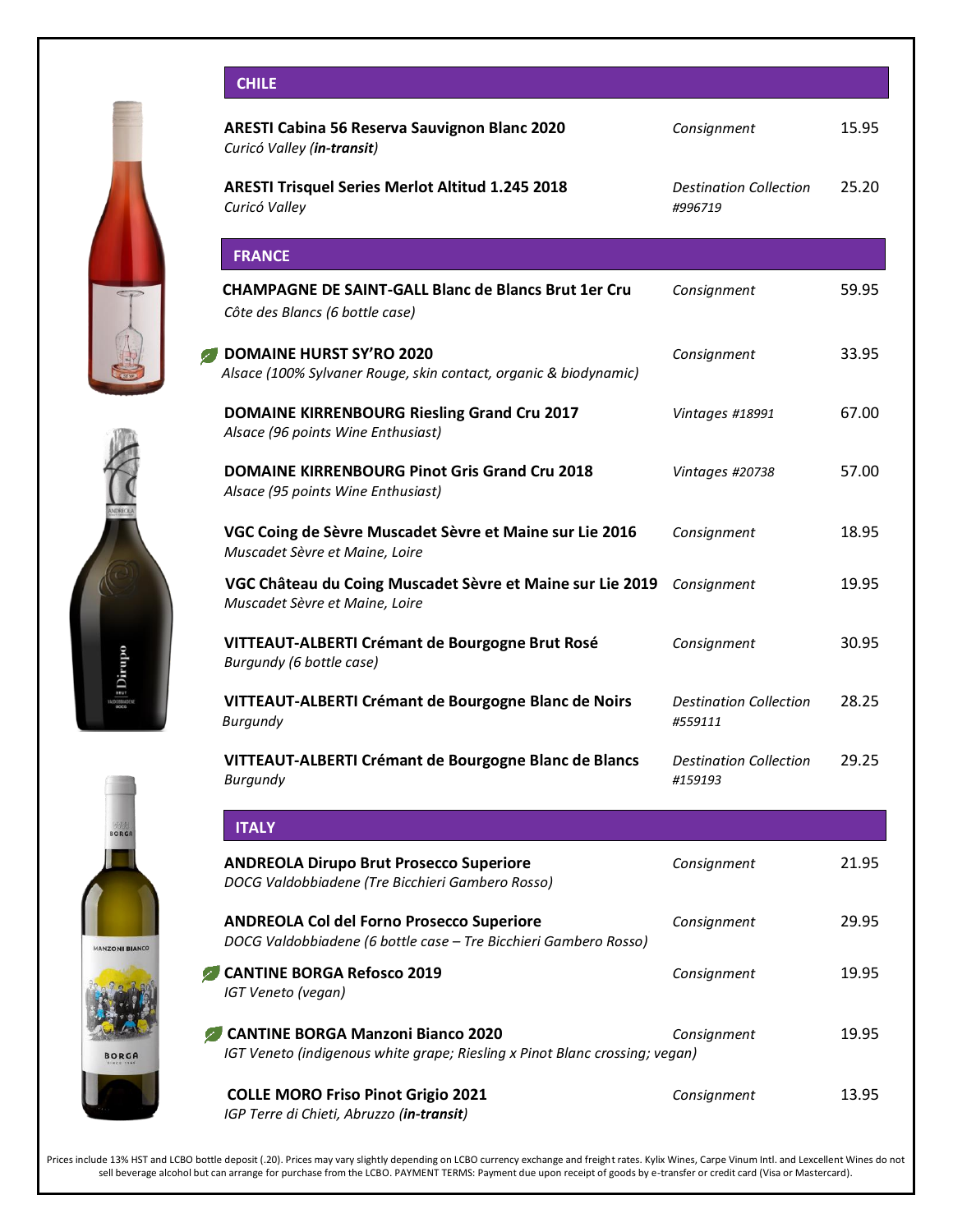## CHILE

| Wine | Availability | Price |
|---|---|---|
| **ARESTI Cabina 56 Reserva Sauvignon Blanc 2020**<br>*Curicó Valley (**in-transit**)* | *Consignment* | 15.95 |
| **ARESTI Trisquel Series Merlot Altitud 1.245 2018**<br>*Curicó Valley* | *Destination Collection #996719* | 25.20 |

## FRANCE

| Wine | Availability | Price |
|---|---|---|
| **CHAMPAGNE DE SAINT-GALL Blanc de Blancs Brut 1er Cru**<br>*Côte des Blancs (6 bottle case)* | *Consignment* | 59.95 |
| **DOMAINE HURST SY'RO 2020**<br>*Alsace (100% Sylvaner Rouge, skin contact, organic & biodynamic)* | *Consignment* | 33.95 |
| **DOMAINE KIRRENBOURG Riesling Grand Cru 2017**<br>*Alsace (96 points Wine Enthusiast)* | *Vintages #18991* | 67.00 |
| **DOMAINE KIRRENBOURG Pinot Gris Grand Cru 2018**<br>*Alsace (95 points Wine Enthusiast)* | *Vintages #20738* | 57.00 |
| **VGC Coing de Sèvre Muscadet Sèvre et Maine sur Lie 2016**<br>*Muscadet Sèvre et Maine, Loire* | *Consignment* | 18.95 |
| **VGC Château du Coing Muscadet Sèvre et Maine sur Lie 2019**<br>*Muscadet Sèvre et Maine, Loire* | *Consignment* | 19.95 |
| **VITTEAUT-ALBERTI Crémant de Bourgogne Brut Rosé**<br>*Burgundy (6 bottle case)* | *Consignment* | 30.95 |
| **VITTEAUT-ALBERTI Crémant de Bourgogne Blanc de Noirs**<br>*Burgundy* | *Destination Collection #559111* | 28.25 |
| **VITTEAUT-ALBERTI Crémant de Bourgogne Blanc de Blancs**<br>*Burgundy* | *Destination Collection #159193* | 29.25 |

## ITALY

| Wine | Availability | Price |
|---|---|---|
| **ANDREOLA Dirupo Brut Prosecco Superiore**<br>*DOCG Valdobbiadene (Tre Bicchieri Gambero Rosso)* | *Consignment* | 21.95 |
| **ANDREOLA Col del Forno Prosecco Superiore**<br>*DOCG Valdobbiadene (6 bottle case – Tre Bicchieri Gambero Rosso)* | *Consignment* | 29.95 |
| **CANTINE BORGA Refosco 2019**<br>*IGT Veneto (vegan)* | *Consignment* | 19.95 |
| **CANTINE BORGA Manzoni Bianco 2020**<br>*IGT Veneto (indigenous white grape; Riesling x Pinot Blanc crossing; vegan)* | *Consignment* | 19.95 |
| **COLLE MORO Friso Pinot Grigio 2021**<br>*IGP Terre di Chieti, Abruzzo (**in-transit**)* | *Consignment* | 13.95 |

Prices include 13% HST and LCBO bottle deposit (.20). Prices may vary slightly depending on LCBO currency exchange and freight rates. Kylix Wines, Carpe Vinum Intl. and Lexcellent Wines do not sell beverage alcohol but can arrange for purchase from the LCBO. PAYMENT TERMS: Payment due upon receipt of goods by e-transfer or credit card (Visa or Mastercard).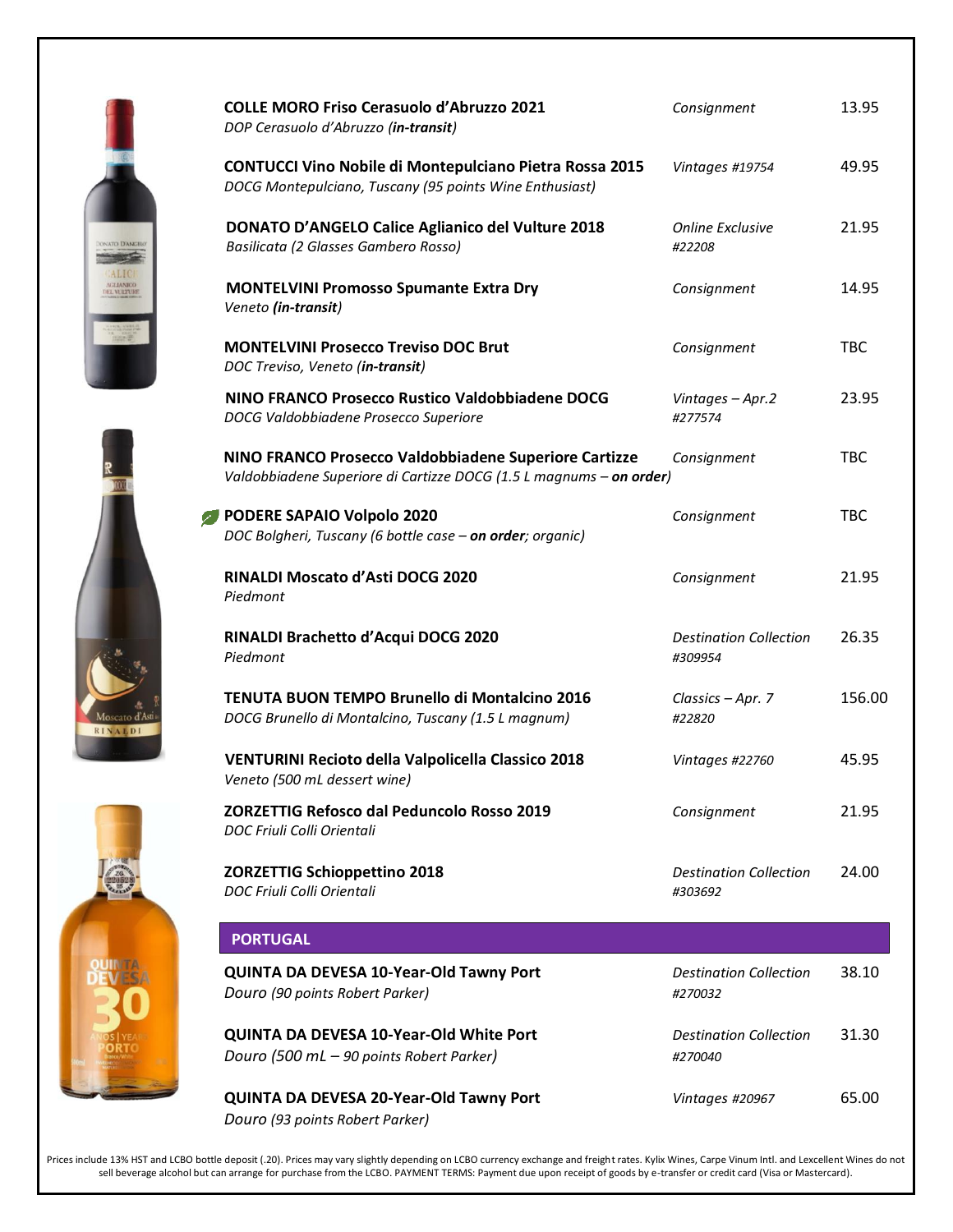| Wine | Availability | Price |
|---|---|---|
| **COLLE MORO Friso Cerasuolo d'Abruzzo 2021**<br>*DOP Cerasuolo d'Abruzzo (**in-transit**)* | *Consignment* | 13.95 |
| **CONTUCCI Vino Nobile di Montepulciano Pietra Rossa 2015**<br>*DOCG Montepulciano, Tuscany (95 points Wine Enthusiast)* | *Vintages #19754* | 49.95 |
| **DONATO D'ANGELO Calice Aglianico del Vulture 2018**<br>*Basilicata (2 Glasses Gambero Rosso)* | *Online Exclusive #22208* | 21.95 |
| **MONTELVINI Promosso Spumante Extra Dry**<br>*Veneto (**in-transit**)* | *Consignment* | 14.95 |
| **MONTELVINI Prosecco Treviso DOC Brut**<br>*DOC Treviso, Veneto (**in-transit**)* | *Consignment* | TBC |
| **NINO FRANCO Prosecco Rustico Valdobbiadene DOCG**<br>*DOCG Valdobbiadene Prosecco Superiore* | *Vintages – Apr.2 #277574* | 23.95 |
| **NINO FRANCO Prosecco Valdobbiadene Superiore Cartizze**<br>*Valdobbiadene Superiore di Cartizze DOCG (1.5 L magnums – **on order**)* | *Consignment* | TBC |
| **PODERE SAPAIO Volpolo 2020**<br>*DOC Bolgheri, Tuscany (6 bottle case – **on order**; organic)* | *Consignment* | TBC |
| **RINALDI Moscato d'Asti DOCG 2020**<br>*Piedmont* | *Consignment* | 21.95 |
| **RINALDI Brachetto d'Acqui DOCG 2020**<br>*Piedmont* | *Destination Collection #309954* | 26.35 |
| **TENUTA BUON TEMPO Brunello di Montalcino 2016**<br>*DOCG Brunello di Montalcino, Tuscany (1.5 L magnum)* | *Classics – Apr. 7 #22820* | 156.00 |
| **VENTURINI Recioto della Valpolicella Classico 2018**<br>*Veneto (500 mL dessert wine)* | *Vintages #22760* | 45.95 |
| **ZORZETTIG Refosco dal Peduncolo Rosso 2019**<br>*DOC Friuli Colli Orientali* | *Consignment* | 21.95 |
| **ZORZETTIG Schioppettino 2018**<br>*DOC Friuli Colli Orientali* | *Destination Collection #303692* | 24.00 |

## PORTUGAL

| Wine | Availability | Price |
|---|---|---|
| **QUINTA DA DEVESA 10-Year-Old Tawny Port**<br>*Douro (90 points Robert Parker)* | *Destination Collection #270032* | 38.10 |
| **QUINTA DA DEVESA 10-Year-Old White Port**<br>*Douro (500 mL – 90 points Robert Parker)* | *Destination Collection #270040* | 31.30 |
| **QUINTA DA DEVESA 20-Year-Old Tawny Port**<br>*Douro (93 points Robert Parker)* | *Vintages #20967* | 65.00 |

Prices include 13% HST and LCBO bottle deposit (.20). Prices may vary slightly depending on LCBO currency exchange and freight rates. Kylix Wines, Carpe Vinum Intl. and Lexcellent Wines do not sell beverage alcohol but can arrange for purchase from the LCBO. PAYMENT TERMS: Payment due upon receipt of goods by e-transfer or credit card (Visa or Mastercard).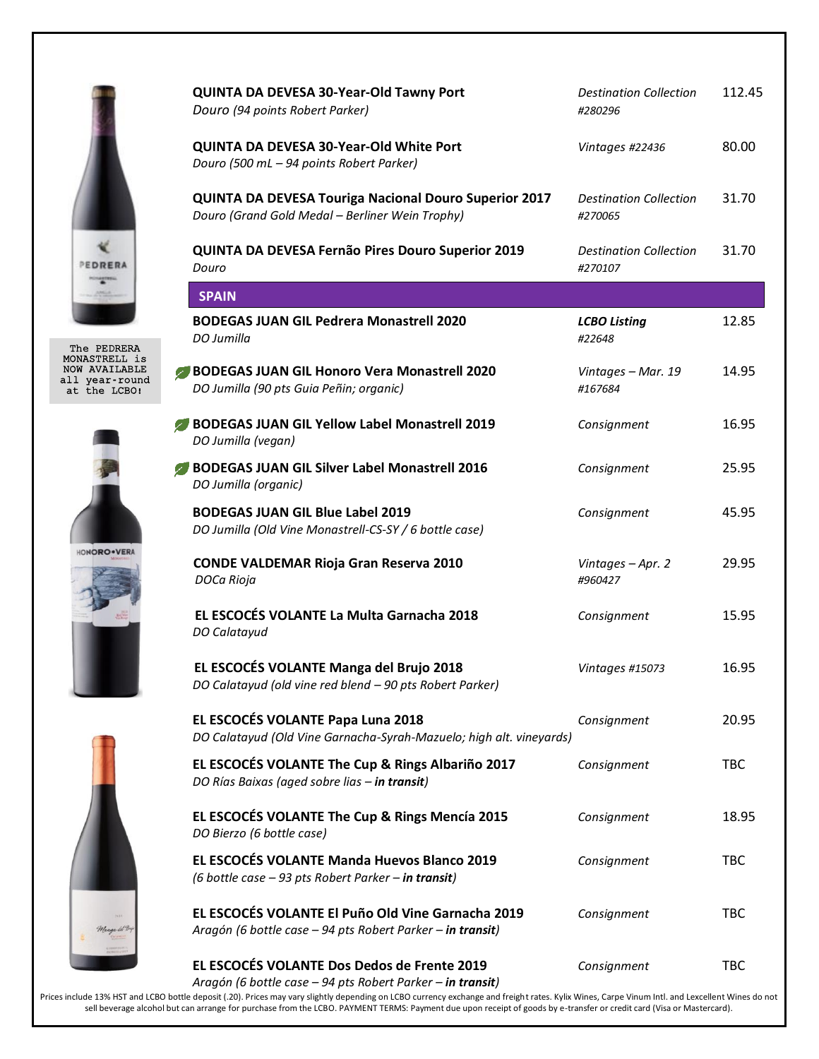| Wine | Listing | Price |
|---|---|---|
| **QUINTA DA DEVESA 30-Year-Old Tawny Port**<br>*Douro (94 points Robert Parker)* | *Destination Collection #280296* | 112.45 |
| **QUINTA DA DEVESA 30-Year-Old White Port**<br>*Douro (500 mL – 94 points Robert Parker)* | *Vintages #22436* | 80.00 |
| **QUINTA DA DEVESA Touriga Nacional Douro Superior 2017**<br>*Douro (Grand Gold Medal – Berliner Wein Trophy)* | *Destination Collection #270065* | 31.70 |
| **QUINTA DA DEVESA Fernão Pires Douro Superior 2019**<br>*Douro* | *Destination Collection #270107* | 31.70 |

## SPAIN

The PEDRERA MONASTRELL is NOW AVAILABLE all year-round at the LCBO!

| Wine | Listing | Price |
|---|---|---|
| **BODEGAS JUAN GIL Pedrera Monastrell 2020**<br>*DO Jumilla* | ***LCBO Listing*** *#22648* | 12.85 |
| **BODEGAS JUAN GIL Honoro Vera Monastrell 2020**<br>*DO Jumilla (90 pts Guia Peñin; organic)* | *Vintages – Mar. 19 #167684* | 14.95 |
| **BODEGAS JUAN GIL Yellow Label Monastrell 2019**<br>*DO Jumilla (vegan)* | *Consignment* | 16.95 |
| **BODEGAS JUAN GIL Silver Label Monastrell 2016**<br>*DO Jumilla (organic)* | *Consignment* | 25.95 |
| **BODEGAS JUAN GIL Blue Label 2019**<br>*DO Jumilla (Old Vine Monastrell-CS-SY / 6 bottle case)* | *Consignment* | 45.95 |
| **CONDE VALDEMAR Rioja Gran Reserva 2010**<br>*DOCa Rioja* | *Vintages – Apr. 2 #960427* | 29.95 |
| **EL ESCOCÉS VOLANTE La Multa Garnacha 2018**<br>*DO Calatayud* | *Consignment* | 15.95 |
| **EL ESCOCÉS VOLANTE Manga del Brujo 2018**<br>*DO Calatayud (old vine red blend – 90 pts Robert Parker)* | *Vintages #15073* | 16.95 |
| **EL ESCOCÉS VOLANTE Papa Luna 2018**<br>*DO Calatayud (Old Vine Garnacha-Syrah-Mazuelo; high alt. vineyards)* | *Consignment* | 20.95 |
| **EL ESCOCÉS VOLANTE The Cup & Rings Albariño 2017**<br>*DO Rías Baixas (aged sobre lias – **in transit**)* | *Consignment* | TBC |
| **EL ESCOCÉS VOLANTE The Cup & Rings Mencía 2015**<br>*DO Bierzo (6 bottle case)* | *Consignment* | 18.95 |
| **EL ESCOCÉS VOLANTE Manda Huevos Blanco 2019**<br>*(6 bottle case – 93 pts Robert Parker – **in transit**)* | *Consignment* | TBC |
| **EL ESCOCÉS VOLANTE El Puño Old Vine Garnacha 2019**<br>*Aragón (6 bottle case – 94 pts Robert Parker – **in transit**)* | *Consignment* | TBC |
| **EL ESCOCÉS VOLANTE Dos Dedos de Frente 2019**<br>*Aragón (6 bottle case – 94 pts Robert Parker – **in transit**)* | *Consignment* | TBC |

Prices include 13% HST and LCBO bottle deposit (.20). Prices may vary slightly depending on LCBO currency exchange and freight rates. Kylix Wines, Carpe Vinum Intl. and Lexcellent Wines do not sell beverage alcohol but can arrange for purchase from the LCBO. PAYMENT TERMS: Payment due upon receipt of goods by e-transfer or credit card (Visa or Mastercard).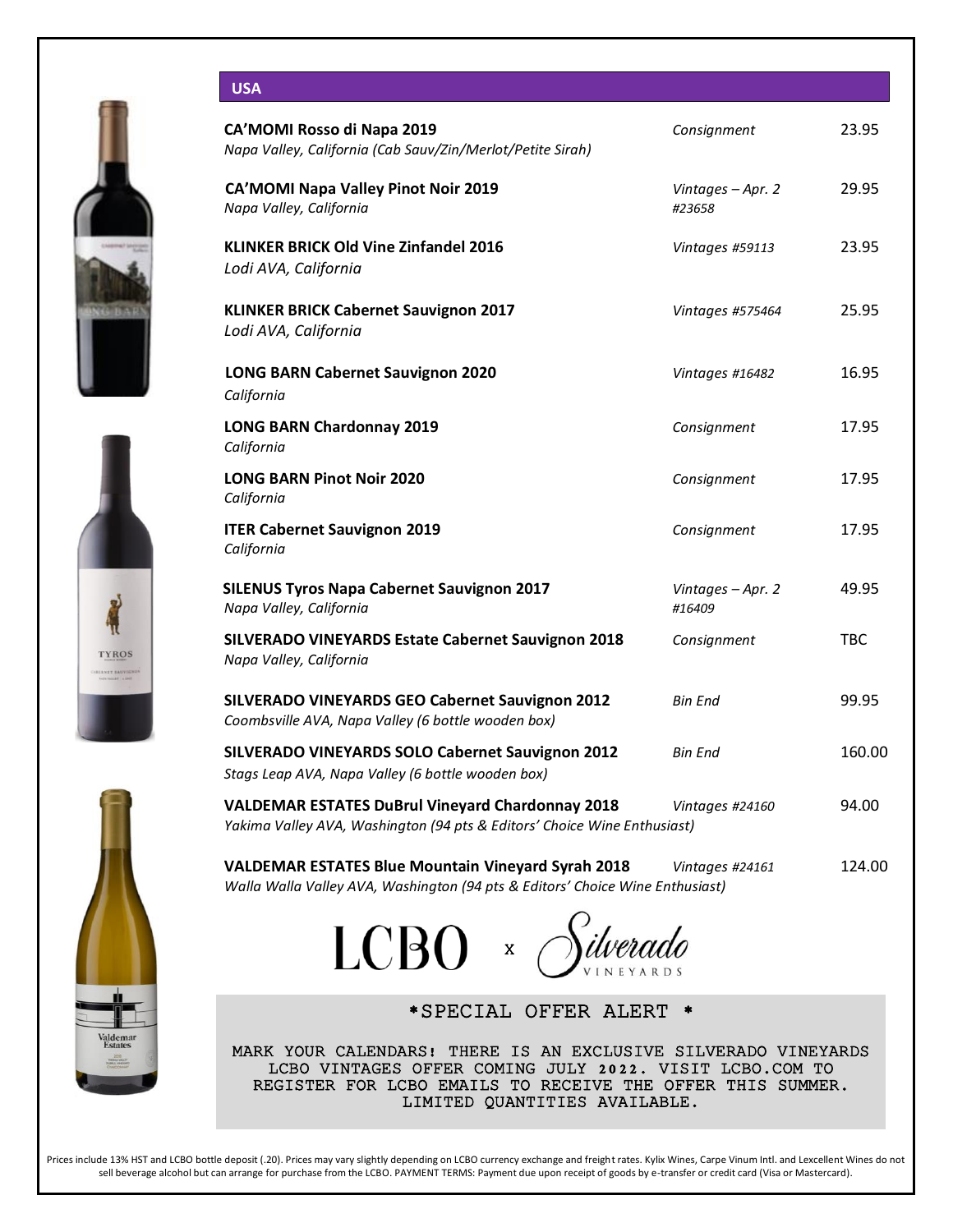## USA

| Wine | Availability | Price |
|---|---|---|
| **CA'MOMI Rosso di Napa 2019**<br>*Napa Valley, California (Cab Sauv/Zin/Merlot/Petite Sirah)* | *Consignment* | 23.95 |
| **CA'MOMI Napa Valley Pinot Noir 2019**<br>*Napa Valley, California* | *Vintages – Apr. 2 #23658* | 29.95 |
| **KLINKER BRICK Old Vine Zinfandel 2016**<br>*Lodi AVA, California* | *Vintages #59113* | 23.95 |
| **KLINKER BRICK Cabernet Sauvignon 2017**<br>*Lodi AVA, California* | *Vintages #575464* | 25.95 |
| **LONG BARN Cabernet Sauvignon 2020**<br>*California* | *Vintages #16482* | 16.95 |
| **LONG BARN Chardonnay 2019**<br>*California* | *Consignment* | 17.95 |
| **LONG BARN Pinot Noir 2020**<br>*California* | *Consignment* | 17.95 |
| **ITER Cabernet Sauvignon 2019**<br>*California* | *Consignment* | 17.95 |
| **SILENUS Tyros Napa Cabernet Sauvignon 2017**<br>*Napa Valley, California* | *Vintages – Apr. 2 #16409* | 49.95 |
| **SILVERADO VINEYARDS Estate Cabernet Sauvignon 2018**<br>*Napa Valley, California* | *Consignment* | TBC |
| **SILVERADO VINEYARDS GEO Cabernet Sauvignon 2012**<br>*Coombsville AVA, Napa Valley (6 bottle wooden box)* | *Bin End* | 99.95 |
| **SILVERADO VINEYARDS SOLO Cabernet Sauvignon 2012**<br>*Stags Leap AVA, Napa Valley (6 bottle wooden box)* | *Bin End* | 160.00 |
| **VALDEMAR ESTATES DuBrul Vineyard Chardonnay 2018**<br>*Yakima Valley AVA, Washington (94 pts & Editors' Choice Wine Enthusiast)* | *Vintages #24160* | 94.00 |
| **VALDEMAR ESTATES Blue Mountain Vineyard Syrah 2018**<br>*Walla Walla Valley AVA, Washington (94 pts & Editors' Choice Wine Enthusiast)* | *Vintages #24161* | 124.00 |

LCBO x Silverado VINEYARDS

*SPECIAL OFFER ALERT *

MARK YOUR CALENDARS! THERE IS AN EXCLUSIVE SILVERADO VINEYARDS LCBO VINTAGES OFFER COMING JULY 2022. VISIT LCBO.COM TO REGISTER FOR LCBO EMAILS TO RECEIVE THE OFFER THIS SUMMER. LIMITED QUANTITIES AVAILABLE.

Prices include 13% HST and LCBO bottle deposit (.20). Prices may vary slightly depending on LCBO currency exchange and freight rates. Kylix Wines, Carpe Vinum Intl. and Lexcellent Wines do not sell beverage alcohol but can arrange for purchase from the LCBO. PAYMENT TERMS: Payment due upon receipt of goods by e-transfer or credit card (Visa or Mastercard).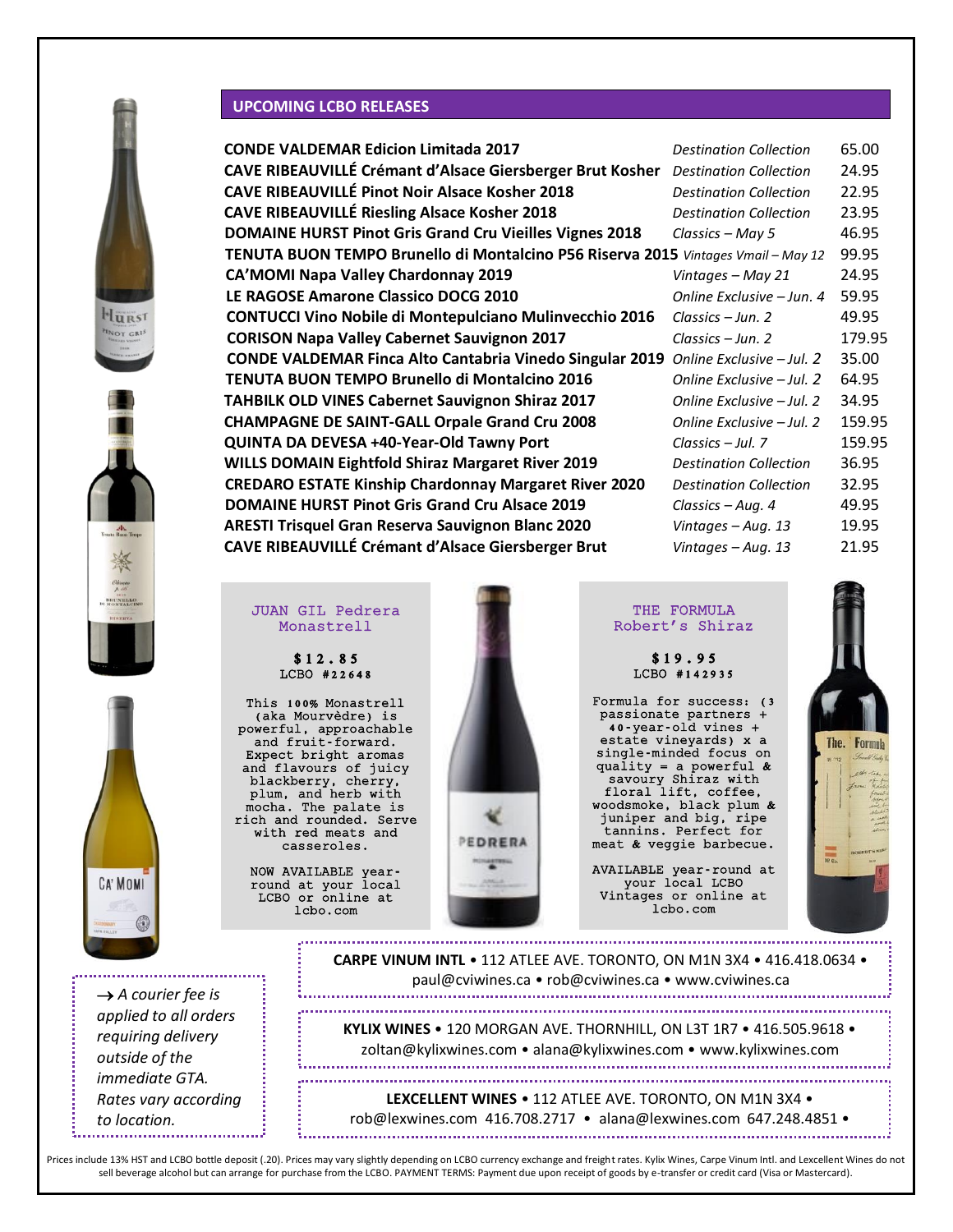## UPCOMING LCBO RELEASES

| | | |
|---|---|---|
| **CONDE VALDEMAR Edicion Limitada 2017** | *Destination Collection* | 65.00 |
| **CAVE RIBEAUVILLÉ Crémant d'Alsace Giersberger Brut Kosher** | *Destination Collection* | 24.95 |
| **CAVE RIBEAUVILLÉ Pinot Noir Alsace Kosher 2018** | *Destination Collection* | 22.95 |
| **CAVE RIBEAUVILLÉ Riesling Alsace Kosher 2018** | *Destination Collection* | 23.95 |
| **DOMAINE HURST Pinot Gris Grand Cru Vieilles Vignes 2018** | *Classics – May 5* | 46.95 |
| **TENUTA BUON TEMPO Brunello di Montalcino P56 Riserva 2015** | *Vintages Vmail – May 12* | 99.95 |
| **CA'MOMI Napa Valley Chardonnay 2019** | *Vintages – May 21* | 24.95 |
| **LE RAGOSE Amarone Classico DOCG 2010** | *Online Exclusive – Jun. 4* | 59.95 |
| **CONTUCCI Vino Nobile di Montepulciano Mulinvecchio 2016** | *Classics – Jun. 2* | 49.95 |
| **CORISON Napa Valley Cabernet Sauvignon 2017** | *Classics – Jun. 2* | 179.95 |
| **CONDE VALDEMAR Finca Alto Cantabria Vinedo Singular 2019** | *Online Exclusive – Jul. 2* | 35.00 |
| **TENUTA BUON TEMPO Brunello di Montalcino 2016** | *Online Exclusive – Jul. 2* | 64.95 |
| **TAHBILK OLD VINES Cabernet Sauvignon Shiraz 2017** | *Online Exclusive – Jul. 2* | 34.95 |
| **CHAMPAGNE DE SAINT-GALL Orpale Grand Cru 2008** | *Online Exclusive – Jul. 2* | 159.95 |
| **QUINTA DA DEVESA +40-Year-Old Tawny Port** | *Classics – Jul. 7* | 159.95 |
| **WILLS DOMAIN Eightfold Shiraz Margaret River 2019** | *Destination Collection* | 36.95 |
| **CREDARO ESTATE Kinship Chardonnay Margaret River 2020** | *Destination Collection* | 32.95 |
| **DOMAINE HURST Pinot Gris Grand Cru Alsace 2019** | *Classics – Aug. 4* | 49.95 |
| **ARESTI Trisquel Gran Reserva Sauvignon Blanc 2020** | *Vintages – Aug. 13* | 19.95 |
| **CAVE RIBEAUVILLÉ Crémant d'Alsace Giersberger Brut** | *Vintages – Aug. 13* | 21.95 |

### JUAN GIL Pedrera Monastrell

**$12.85**
LCBO **#22648**

This **100%** Monastrell (aka Mourvèdre) is powerful, approachable and fruit-forward. Expect bright aromas and flavours of juicy blackberry, cherry, plum, and herb with mocha. The palate is rich and rounded. Serve with red meats and casseroles.

NOW AVAILABLE year-round at your local LCBO or online at lcbo.com

### THE FORMULA Robert's Shiraz

**$19.95**
LCBO **#142935**

Formula for success: (3 passionate partners + 40-year-old vines + estate vineyards) x a single-minded focus on quality = a powerful & savoury Shiraz with floral lift, coffee, woodsmoke, black plum & juniper and big, ripe tannins. Perfect for meat & veggie barbecue.

AVAILABLE year-round at your local LCBO Vintages or online at lcbo.com

*→ A courier fee is applied to all orders requiring delivery outside of the immediate GTA. Rates vary according to location.*

**CARPE VINUM INTL** • 112 ATLEE AVE. TORONTO, ON M1N 3X4 • 416.418.0634 • paul@cviwines.ca • rob@cviwines.ca • www.cviwines.ca

**KYLIX WINES** • 120 MORGAN AVE. THORNHILL, ON L3T 1R7 • 416.505.9618 • zoltan@kylixwines.com • alana@kylixwines.com • www.kylixwines.com

**LEXCELLENT WINES** • 112 ATLEE AVE. TORONTO, ON M1N 3X4 • rob@lexwines.com 416.708.2717 • alana@lexwines.com 647.248.4851 •

Prices include 13% HST and LCBO bottle deposit (.20). Prices may vary slightly depending on LCBO currency exchange and freight rates. Kylix Wines, Carpe Vinum Intl. and Lexcellent Wines do not sell beverage alcohol but can arrange for purchase from the LCBO. PAYMENT TERMS: Payment due upon receipt of goods by e-transfer or credit card (Visa or Mastercard).